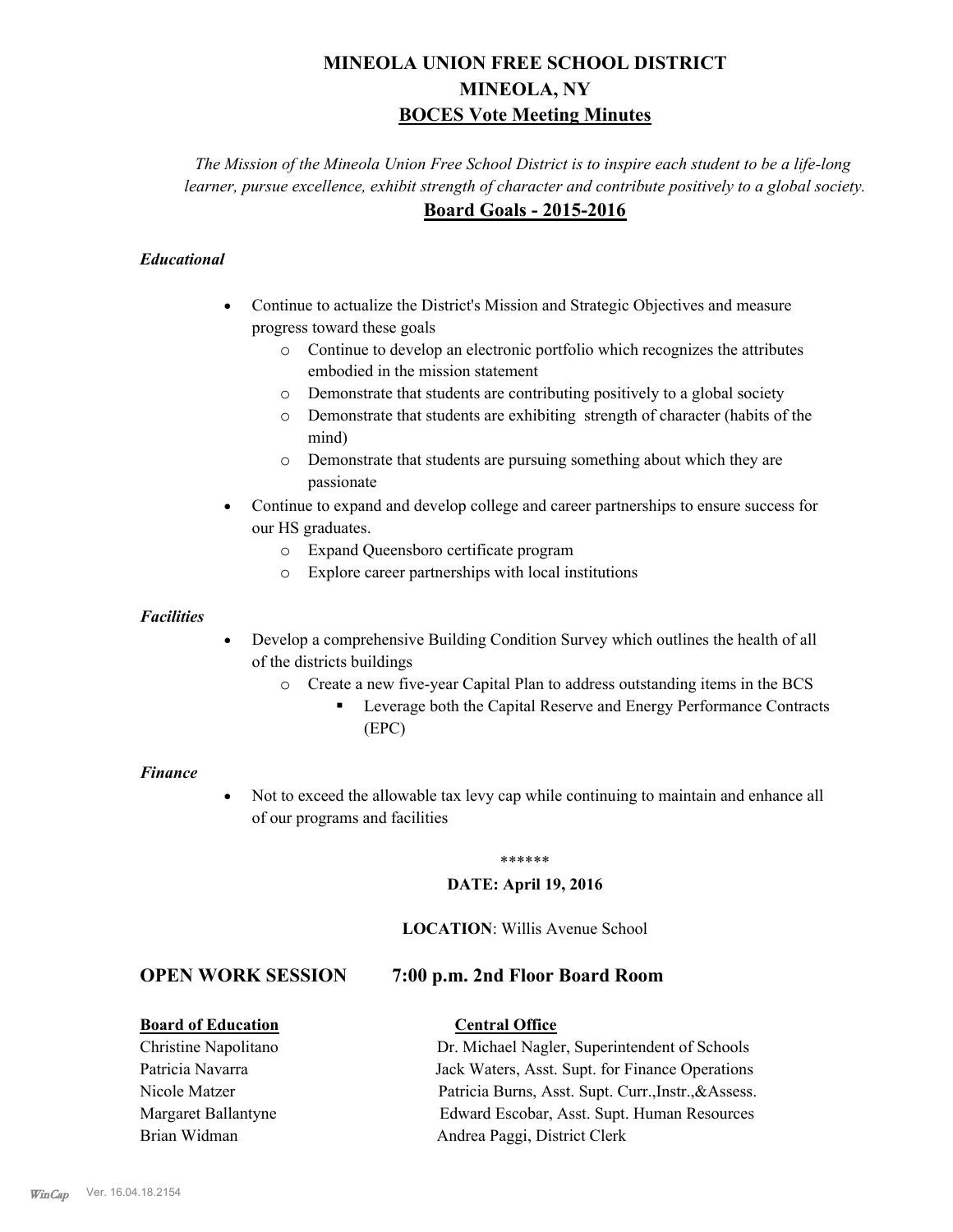# MINEOLA UNION FREE SCHOOL DISTRICT
# MINEOLA, NY
## BOCES Vote Meeting Minutes

*The Mission of the Mineola Union Free School District is to inspire each student to be a life-long learner, pursue excellence, exhibit strength of character and contribute positively to a global society.*

## Board Goals - 2015-2016

***Educational***

- Continue to actualize the District's Mission and Strategic Objectives and measure progress toward these goals
  - Continue to develop an electronic portfolio which recognizes the attributes embodied in the mission statement
  - Demonstrate that students are contributing positively to a global society
  - Demonstrate that students are exhibiting strength of character (habits of the mind)
  - Demonstrate that students are pursuing something about which they are passionate
- Continue to expand and develop college and career partnerships to ensure success for our HS graduates.
  - Expand Queensboro certificate program
  - Explore career partnerships with local institutions

***Facilities***

- Develop a comprehensive Building Condition Survey which outlines the health of all of the districts buildings
  - Create a new five-year Capital Plan to address outstanding items in the BCS
    - Leverage both the Capital Reserve and Energy Performance Contracts (EPC)

***Finance***

- Not to exceed the allowable tax levy cap while continuing to maintain and enhance all of our programs and facilities

******

**DATE: April 19, 2016**

**LOCATION**: Willis Avenue School

## OPEN WORK SESSION 7:00 p.m. 2nd Floor Board Room

| **Board of Education** | **Central Office** |
|---|---|
| Christine Napolitano | Dr. Michael Nagler, Superintendent of Schools |
| Patricia Navarra | Jack Waters, Asst. Supt. for Finance Operations |
| Nicole Matzer | Patricia Burns, Asst. Supt. Curr.,Instr.,&Assess. |
| Margaret Ballantyne | Edward Escobar, Asst. Supt. Human Resources |
| Brian Widman | Andrea Paggi, District Clerk |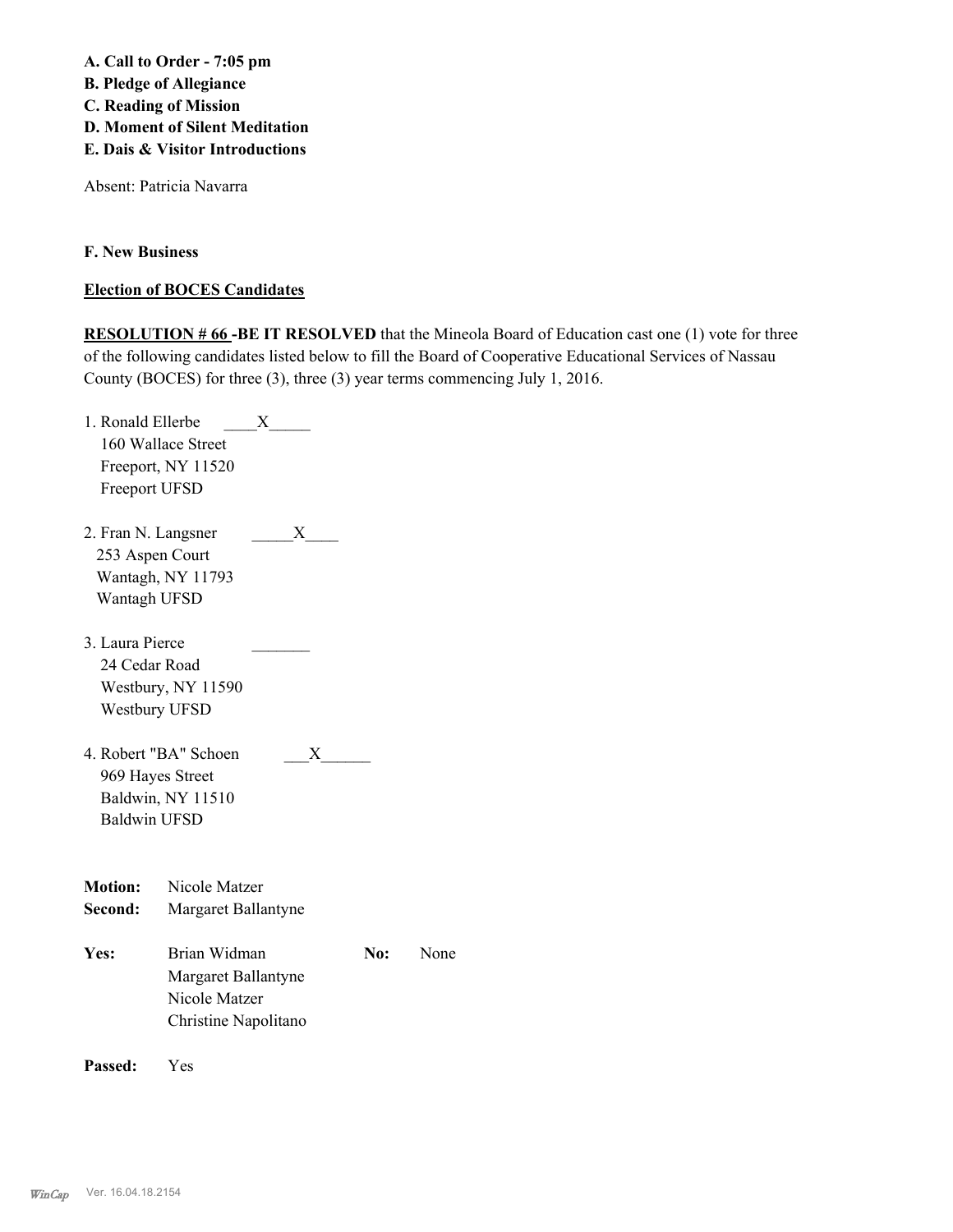**A. Call to Order - 7:05 pm**
**B. Pledge of Allegiance**
**C. Reading of Mission**
**D. Moment of Silent Meditation**
**E. Dais & Visitor Introductions**

Absent: Patricia Navarra

**F. New Business**

**Election of BOCES Candidates**

**RESOLUTION # 66 -BE IT RESOLVED** that the Mineola Board of Education cast one (1) vote for three of the following candidates listed below to fill the Board of Cooperative Educational Services of Nassau County (BOCES) for three (3), three (3) year terms commencing July 1, 2016.

1. Ronald Ellerbe ____X_____
   160 Wallace Street
   Freeport, NY 11520
   Freeport UFSD

2. Fran N. Langsner _____X____
   253 Aspen Court
   Wantagh, NY 11793
   Wantagh UFSD

3. Laura Pierce _______
   24 Cedar Road
   Westbury, NY 11590
   Westbury UFSD

4. Robert "BA" Schoen ___X______
   969 Hayes Street
   Baldwin, NY 11510
   Baldwin UFSD

**Motion:** Nicole Matzer
**Second:** Margaret Ballantyne

**Yes:** Brian Widman, Margaret Ballantyne, Nicole Matzer, Christine Napolitano
**No:** None

**Passed:** Yes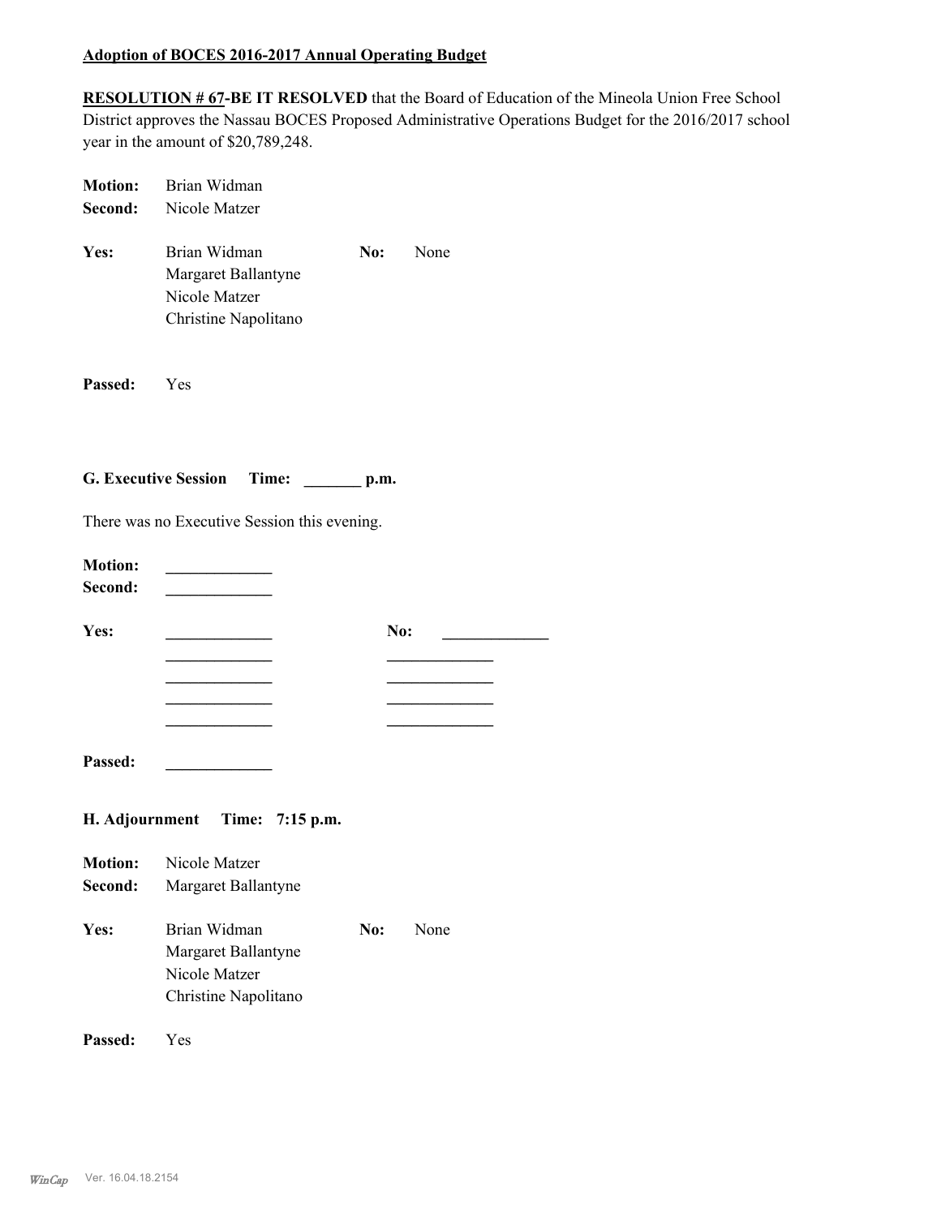**Adoption of BOCES 2016-2017 Annual Operating Budget**

**RESOLUTION # 67-BE IT RESOLVED** that the Board of Education of the Mineola Union Free School District approves the Nassau BOCES Proposed Administrative Operations Budget for the 2016/2017 school year in the amount of $20,789,248.

**Motion:** Brian Widman
**Second:** Nicole Matzer

| | | | |
|---|---|---|---|
| **Yes:** | Brian Widman | **No:** | None |
| | Margaret Ballantyne | | |
| | Nicole Matzer | | |
| | Christine Napolitano | | |

**Passed:** Yes

**G. Executive Session Time: _______ p.m.**

There was no Executive Session this evening.

**Motion:** _____________
**Second:** _____________

| | | | |
|---|---|---|---|
| **Yes:** | _____________ | **No:** | _____________ |
| | _____________ | | _____________ |
| | _____________ | | _____________ |
| | _____________ | | _____________ |
| | _____________ | | _____________ |

**Passed:** _____________

**H. Adjournment Time: 7:15 p.m.**

**Motion:** Nicole Matzer
**Second:** Margaret Ballantyne

| | | | |
|---|---|---|---|
| **Yes:** | Brian Widman | **No:** | None |
| | Margaret Ballantyne | | |
| | Nicole Matzer | | |
| | Christine Napolitano | | |

**Passed:** Yes